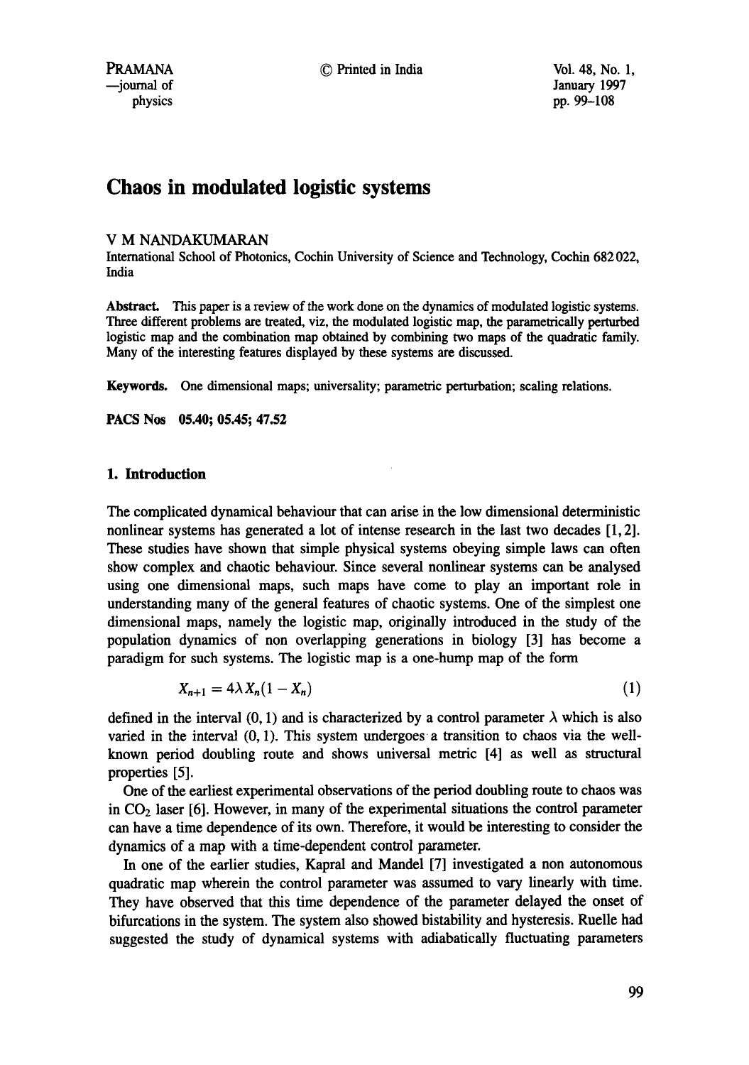# Chaos in modulated logistic systems

V M NANDAKUMARAN

International School of Photonics, Cochin University of Science and Technology, Cochin 682 022, India

**Abstract.** This paper is a review of the work done on the dynamics of modulated logistic systems. Three different problems are treated, viz, the modulated logistic map, the parametrically perturbed logistic map and the combination map obtained by combining two maps of the quadratic family. Many of the interesting features displayed by these systems are discussed.

**Keywords.** One dimensional maps; universality; parametric perturbation; scaling relations.

**PACS Nos 05.40; 05.45; 47.52**

## 1. Introduction

The complicated dynamical behaviour that can arise in the low dimensional deterministic nonlinear systems has generated a lot of intense research in the last two decades [1, 2]. These studies have shown that simple physical systems obeying simple laws can often show complex and chaotic behaviour. Since several nonlinear systems can be analysed using one dimensional maps, such maps have come to play an important role in understanding many of the general features of chaotic systems. One of the simplest one dimensional maps, namely the logistic map, originally introduced in the study of the population dynamics of non overlapping generations in biology [3] has become a paradigm for such systems. The logistic map is a one-hump map of the form

$$X_{n+1} = 4\lambda X_n(1 - X_n) \tag{1}$$

defined in the interval $(0, 1)$ and is characterized by a control parameter $\lambda$ which is also varied in the interval $(0, 1)$. This system undergoes a transition to chaos via the well-known period doubling route and shows universal metric [4] as well as structural properties [5].

One of the earliest experimental observations of the period doubling route to chaos was in $CO_2$ laser [6]. However, in many of the experimental situations the control parameter can have a time dependence of its own. Therefore, it would be interesting to consider the dynamics of a map with a time-dependent control parameter.

In one of the earlier studies, Kapral and Mandel [7] investigated a non autonomous quadratic map wherein the control parameter was assumed to vary linearly with time. They have observed that this time dependence of the parameter delayed the onset of bifurcations in the system. The system also showed bistability and hysteresis. Ruelle had suggested the study of dynamical systems with adiabatically fluctuating parameters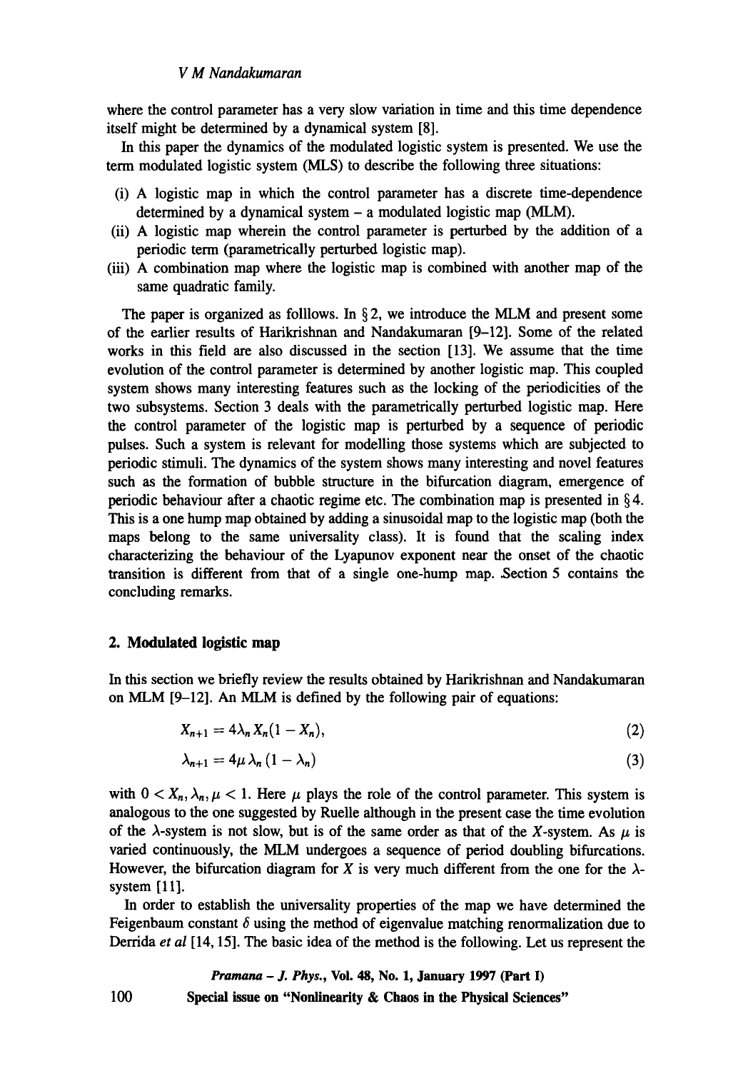where the control parameter has a very slow variation in time and this time dependence itself might be determined by a dynamical system [8].

In this paper the dynamics of the modulated logistic system is presented. We use the term modulated logistic system (MLS) to describe the following three situations:

(i) A logistic map in which the control parameter has a discrete time-dependence determined by a dynamical system – a modulated logistic map (MLM).
(ii) A logistic map wherein the control parameter is perturbed by the addition of a periodic term (parametrically perturbed logistic map).
(iii) A combination map where the logistic map is combined with another map of the same quadratic family.

The paper is organized as folllows. In § 2, we introduce the MLM and present some of the earlier results of Harikrishnan and Nandakumaran [9–12]. Some of the related works in this field are also discussed in the section [13]. We assume that the time evolution of the control parameter is determined by another logistic map. This coupled system shows many interesting features such as the locking of the periodicities of the two subsystems. Section 3 deals with the parametrically perturbed logistic map. Here the control parameter of the logistic map is perturbed by a sequence of periodic pulses. Such a system is relevant for modelling those systems which are subjected to periodic stimuli. The dynamics of the system shows many interesting and novel features such as the formation of bubble structure in the bifurcation diagram, emergence of periodic behaviour after a chaotic regime etc. The combination map is presented in § 4. This is a one hump map obtained by adding a sinusoidal map to the logistic map (both the maps belong to the same universality class). It is found that the scaling index characterizing the behaviour of the Lyapunov exponent near the onset of the chaotic transition is different from that of a single one-hump map. Section 5 contains the concluding remarks.

## 2. Modulated logistic map

In this section we briefly review the results obtained by Harikrishnan and Nandakumaran on MLM [9–12]. An MLM is defined by the following pair of equations:

$$X_{n+1} = 4\lambda_n X_n(1 - X_n), \tag{2}$$

$$\lambda_{n+1} = 4\mu \lambda_n (1 - \lambda_n) \tag{3}$$

with $0 < X_n, \lambda_n, \mu < 1$. Here $\mu$ plays the role of the control parameter. This system is analogous to the one suggested by Ruelle although in the present case the time evolution of the $\lambda$-system is not slow, but is of the same order as that of the $X$-system. As $\mu$ is varied continuously, the MLM undergoes a sequence of period doubling bifurcations. However, the bifurcation diagram for $X$ is very much different from the one for the $\lambda$-system [11].

In order to establish the universality properties of the map we have determined the Feigenbaum constant $\delta$ using the method of eigenvalue matching renormalization due to Derrida *et al* [14, 15]. The basic idea of the method is the following. Let us represent the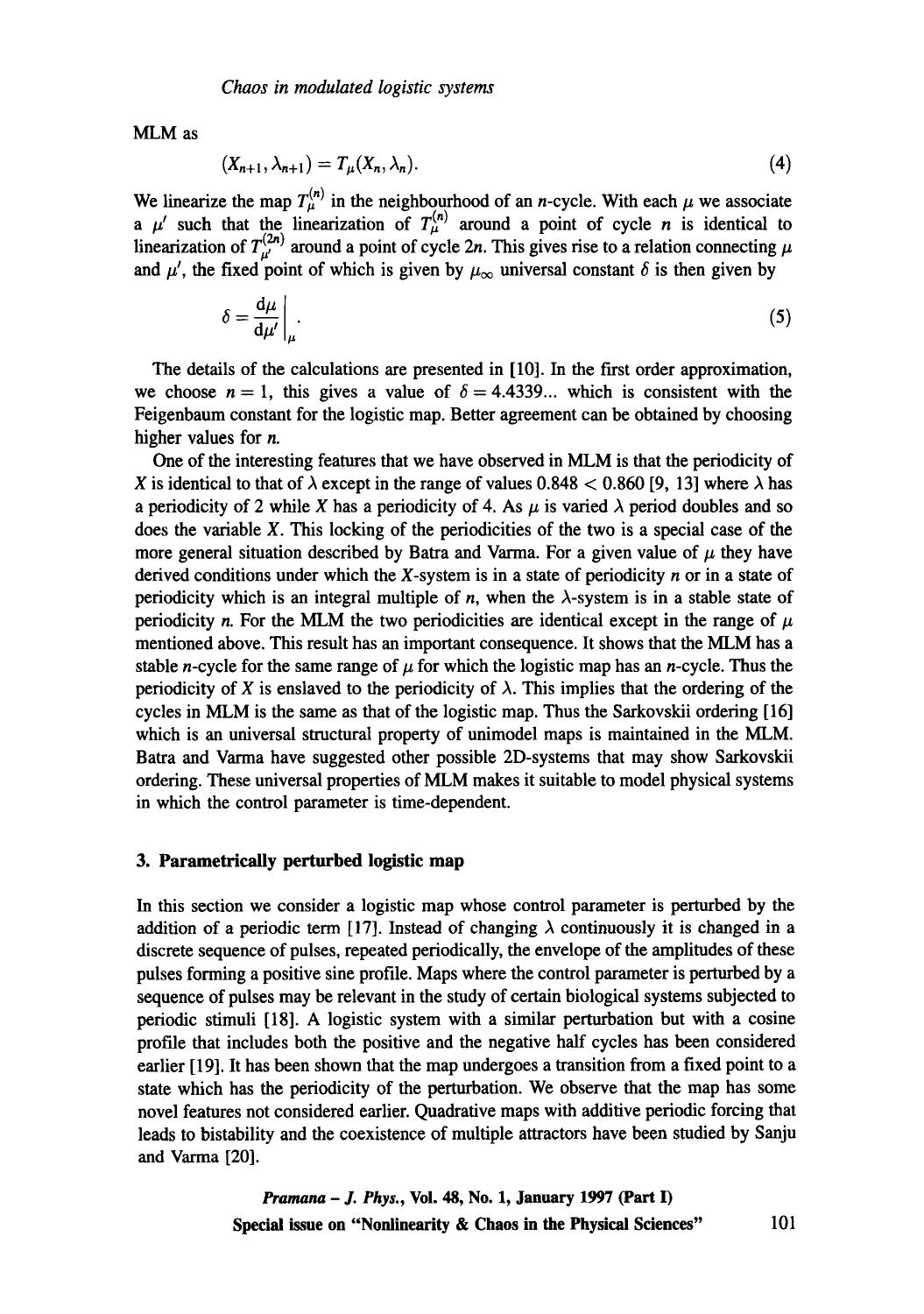MLM as

$$(X_{n+1}, \lambda_{n+1}) = T_\mu(X_n, \lambda_n). \tag{4}$$

We linearize the map $T_\mu^{(n)}$ in the neighbourhood of an $n$-cycle. With each $\mu$ we associate a $\mu'$ such that the linearization of $T_\mu^{(n)}$ around a point of cycle $n$ is identical to linearization of $T_{\mu'}^{(2n)}$ around a point of cycle $2n$. This gives rise to a relation connecting $\mu$ and $\mu'$, the fixed point of which is given by $\mu_\infty$ universal constant $\delta$ is then given by

$$\delta = \left. \frac{\mathrm{d}\mu}{\mathrm{d}\mu'} \right|_{\mu}. \tag{5}$$

The details of the calculations are presented in [10]. In the first order approximation, we choose $n = 1$, this gives a value of $\delta = 4.4339...$ which is consistent with the Feigenbaum constant for the logistic map. Better agreement can be obtained by choosing higher values for $n$.

One of the interesting features that we have observed in MLM is that the periodicity of $X$ is identical to that of $\lambda$ except in the range of values $0.848 < 0.860$ [9, 13] where $\lambda$ has a periodicity of 2 while $X$ has a periodicity of 4. As $\mu$ is varied $\lambda$ period doubles and so does the variable $X$. This locking of the periodicities of the two is a special case of the more general situation described by Batra and Varma. For a given value of $\mu$ they have derived conditions under which the $X$-system is in a state of periodicity $n$ or in a state of periodicity which is an integral multiple of $n$, when the $\lambda$-system is in a stable state of periodicity $n$. For the MLM the two periodicities are identical except in the range of $\mu$ mentioned above. This result has an important consequence. It shows that the MLM has a stable $n$-cycle for the same range of $\mu$ for which the logistic map has an $n$-cycle. Thus the periodicity of $X$ is enslaved to the periodicity of $\lambda$. This implies that the ordering of the cycles in MLM is the same as that of the logistic map. Thus the Sarkovskii ordering [16] which is an universal structural property of unimodel maps is maintained in the MLM. Batra and Varma have suggested other possible 2D-systems that may show Sarkovskii ordering. These universal properties of MLM makes it suitable to model physical systems in which the control parameter is time-dependent.

## 3. Parametrically perturbed logistic map

In this section we consider a logistic map whose control parameter is perturbed by the addition of a periodic term [17]. Instead of changing $\lambda$ continuously it is changed in a discrete sequence of pulses, repeated periodically, the envelope of the amplitudes of these pulses forming a positive sine profile. Maps where the control parameter is perturbed by a sequence of pulses may be relevant in the study of certain biological systems subjected to periodic stimuli [18]. A logistic system with a similar perturbation but with a cosine profile that includes both the positive and the negative half cycles has been considered earlier [19]. It has been shown that the map undergoes a transition from a fixed point to a state which has the periodicity of the perturbation. We observe that the map has some novel features not considered earlier. Quadrative maps with additive periodic forcing that leads to bistability and the coexistence of multiple attractors have been studied by Sanju and Varma [20].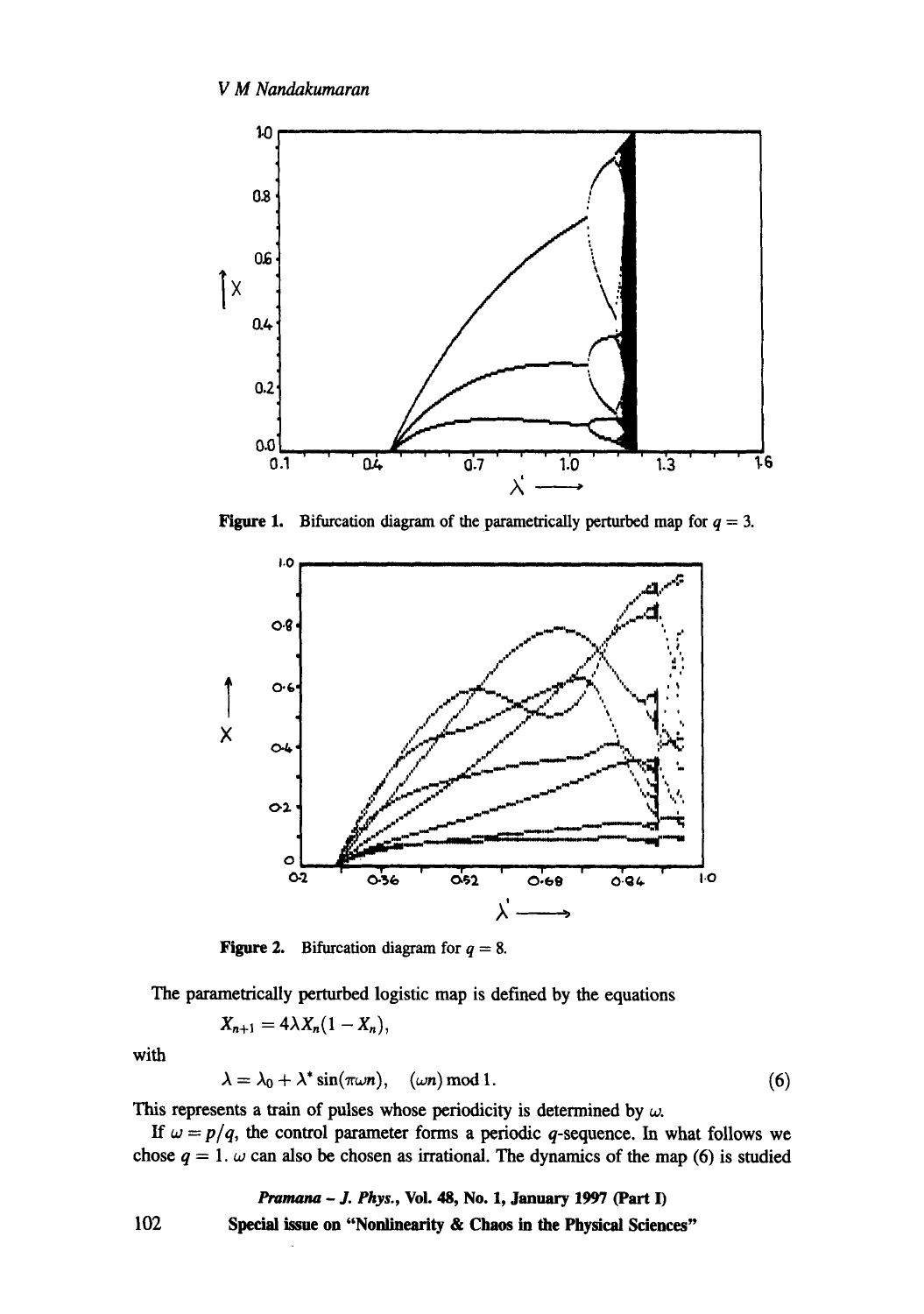Figure 1. Bifurcation diagram of the parametrically perturbed map for $q = 3$.

Figure 2. Bifurcation diagram for $q = 8$.

The parametrically perturbed logistic map is defined by the equations

$$X_{n+1} = 4\lambda X_n(1 - X_n),$$

with

$$\lambda = \lambda_0 + \lambda^* \sin(\pi\omega n), \quad (\omega n) \bmod 1. \tag{6}$$

This represents a train of pulses whose periodicity is determined by $\omega$.

If $\omega = p/q$, the control parameter forms a periodic $q$-sequence. In what follows we chose $q = 1$. $\omega$ can also be chosen as irrational. The dynamics of the map (6) is studied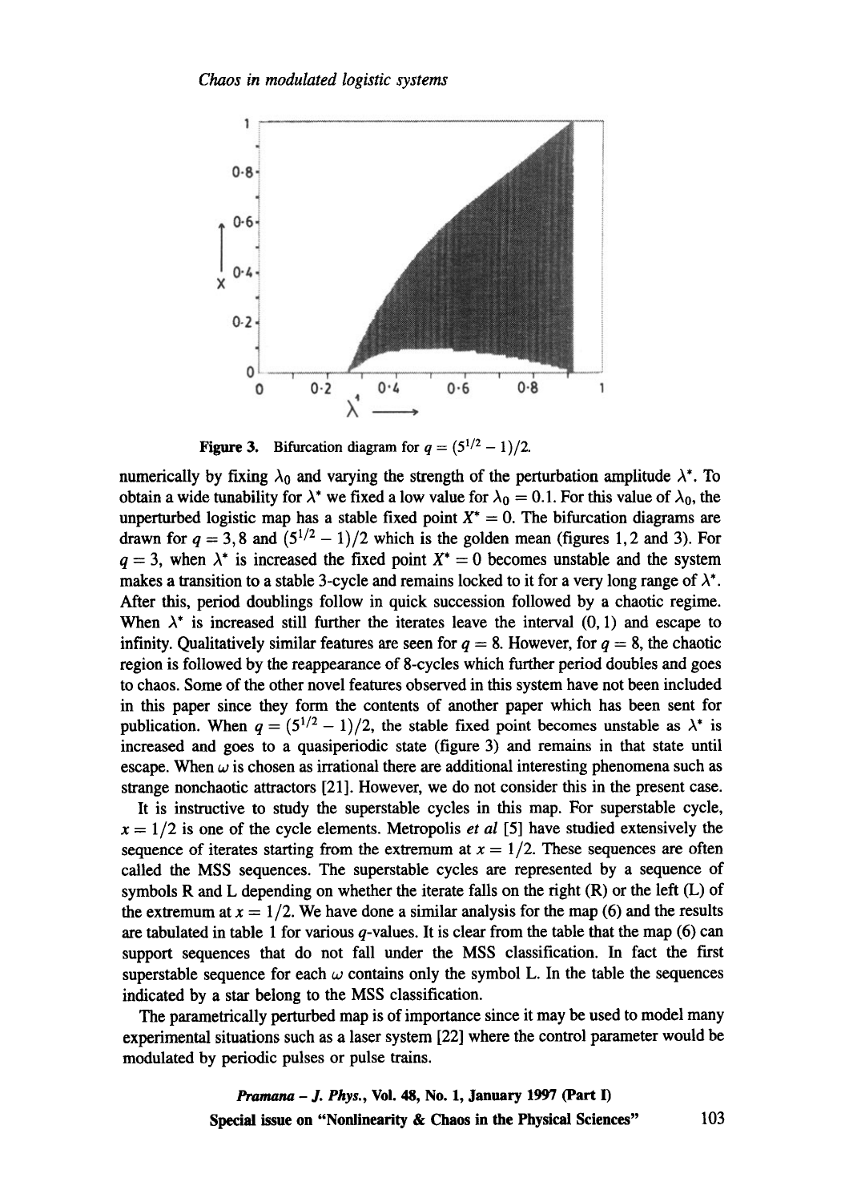**Figure 3.** Bifurcation diagram for $q = (5^{1/2} - 1)/2$.

numerically by fixing $\lambda_0$ and varying the strength of the perturbation amplitude $\lambda^*$. To obtain a wide tunability for $\lambda^*$ we fixed a low value for $\lambda_0 = 0.1$. For this value of $\lambda_0$, the unperturbed logistic map has a stable fixed point $X^* = 0$. The bifurcation diagrams are drawn for $q = 3, 8$ and $(5^{1/2} - 1)/2$ which is the golden mean (figures 1, 2 and 3). For $q = 3$, when $\lambda^*$ is increased the fixed point $X^* = 0$ becomes unstable and the system makes a transition to a stable 3-cycle and remains locked to it for a very long range of $\lambda^*$. After this, period doublings follow in quick succession followed by a chaotic regime. When $\lambda^*$ is increased still further the iterates leave the interval $(0, 1)$ and escape to infinity. Qualitatively similar features are seen for $q = 8$. However, for $q = 8$, the chaotic region is followed by the reappearance of 8-cycles which further period doubles and goes to chaos. Some of the other novel features observed in this system have not been included in this paper since they form the contents of another paper which has been sent for publication. When $q = (5^{1/2} - 1)/2$, the stable fixed point becomes unstable as $\lambda^*$ is increased and goes to a quasiperiodic state (figure 3) and remains in that state until escape. When $\omega$ is chosen as irrational there are additional interesting phenomena such as strange nonchaotic attractors [21]. However, we do not consider this in the present case.

It is instructive to study the superstable cycles in this map. For superstable cycle, $x = 1/2$ is one of the cycle elements. Metropolis *et al* [5] have studied extensively the sequence of iterates starting from the extremum at $x = 1/2$. These sequences are often called the MSS sequences. The superstable cycles are represented by a sequence of symbols R and L depending on whether the iterate falls on the right (R) or the left (L) of the extremum at $x = 1/2$. We have done a similar analysis for the map (6) and the results are tabulated in table 1 for various $q$-values. It is clear from the table that the map (6) can support sequences that do not fall under the MSS classification. In fact the first superstable sequence for each $\omega$ contains only the symbol L. In the table the sequences indicated by a star belong to the MSS classification.

The parametrically perturbed map is of importance since it may be used to model many experimental situations such as a laser system [22] where the control parameter would be modulated by periodic pulses or pulse trains.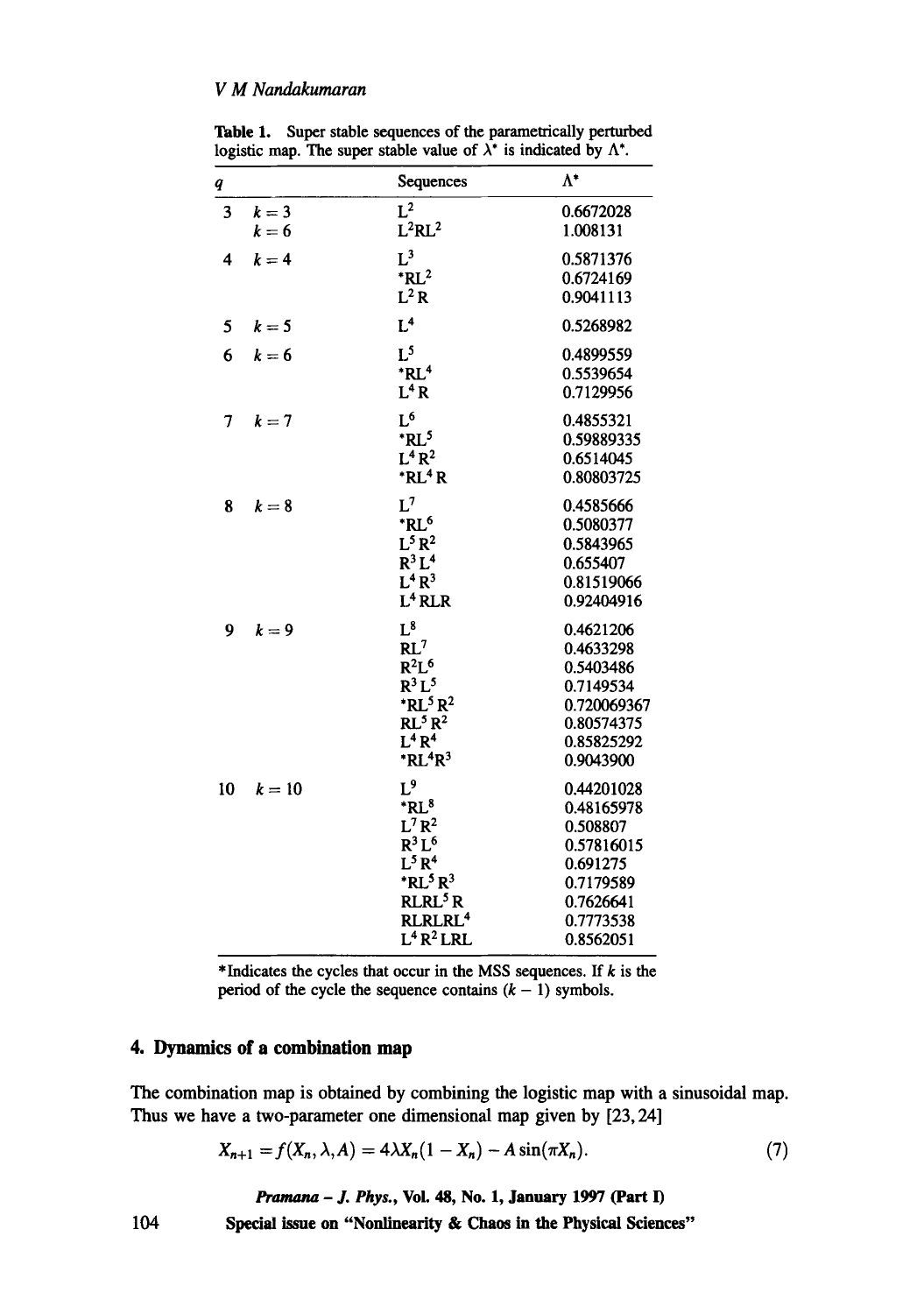**Table 1.** Super stable sequences of the parametrically perturbed logistic map. The super stable value of $\lambda^*$ is indicated by $\Lambda^*$.

| $q$ | | Sequences | $\Lambda^*$ |
|---|---|---|---|
| 3 | $k = 3$ | $L^2$ | 0.6672028 |
| | $k = 6$ | $L^2RL^2$ | 1.008131 |
| 4 | $k = 4$ | $L^3$ | 0.5871376 |
| | | *$RL^2$ | 0.6724169 |
| | | $L^2R$ | 0.9041113 |
| 5 | $k = 5$ | $L^4$ | 0.5268982 |
| 6 | $k = 6$ | $L^5$ | 0.4899559 |
| | | *$RL^4$ | 0.5539654 |
| | | $L^4R$ | 0.7129956 |
| 7 | $k = 7$ | $L^6$ | 0.4855321 |
| | | *$RL^5$ | 0.59889335 |
| | | $L^4R^2$ | 0.6514045 |
| | | *$RL^4R$ | 0.80803725 |
| 8 | $k = 8$ | $L^7$ | 0.4585666 |
| | | *$RL^6$ | 0.5080377 |
| | | $L^5R^2$ | 0.5843965 |
| | | $R^3L^4$ | 0.655407 |
| | | $L^4R^3$ | 0.81519066 |
| | | $L^4RLR$ | 0.92404916 |
| 9 | $k = 9$ | $L^8$ | 0.4621206 |
| | | $RL^7$ | 0.4633298 |
| | | $R^2L^6$ | 0.5403486 |
| | | $R^3L^5$ | 0.7149534 |
| | | *$RL^5R^2$ | 0.720069367 |
| | | $RL^5R^2$ | 0.80574375 |
| | | $L^4R^4$ | 0.85825292 |
| | | *$RL^4R^3$ | 0.9043900 |
| 10 | $k = 10$ | $L^9$ | 0.44201028 |
| | | *$RL^8$ | 0.48165978 |
| | | $L^7R^2$ | 0.508807 |
| | | $R^3L^6$ | 0.57816015 |
| | | $L^5R^4$ | 0.691275 |
| | | *$RL^5R^3$ | 0.7179589 |
| | | $RLRL^5R$ | 0.7626641 |
| | | $RLRLRL^4$ | 0.7773538 |
| | | $L^4R^2LRL$ | 0.8562051 |

*Indicates the cycles that occur in the MSS sequences. If $k$ is the period of the cycle the sequence contains $(k - 1)$ symbols.

## 4. Dynamics of a combination map

The combination map is obtained by combining the logistic map with a sinusoidal map. Thus we have a two-parameter one dimensional map given by [23, 24]

$$X_{n+1} = f(X_n, \lambda, A) = 4\lambda X_n(1 - X_n) - A\sin(\pi X_n). \tag{7}$$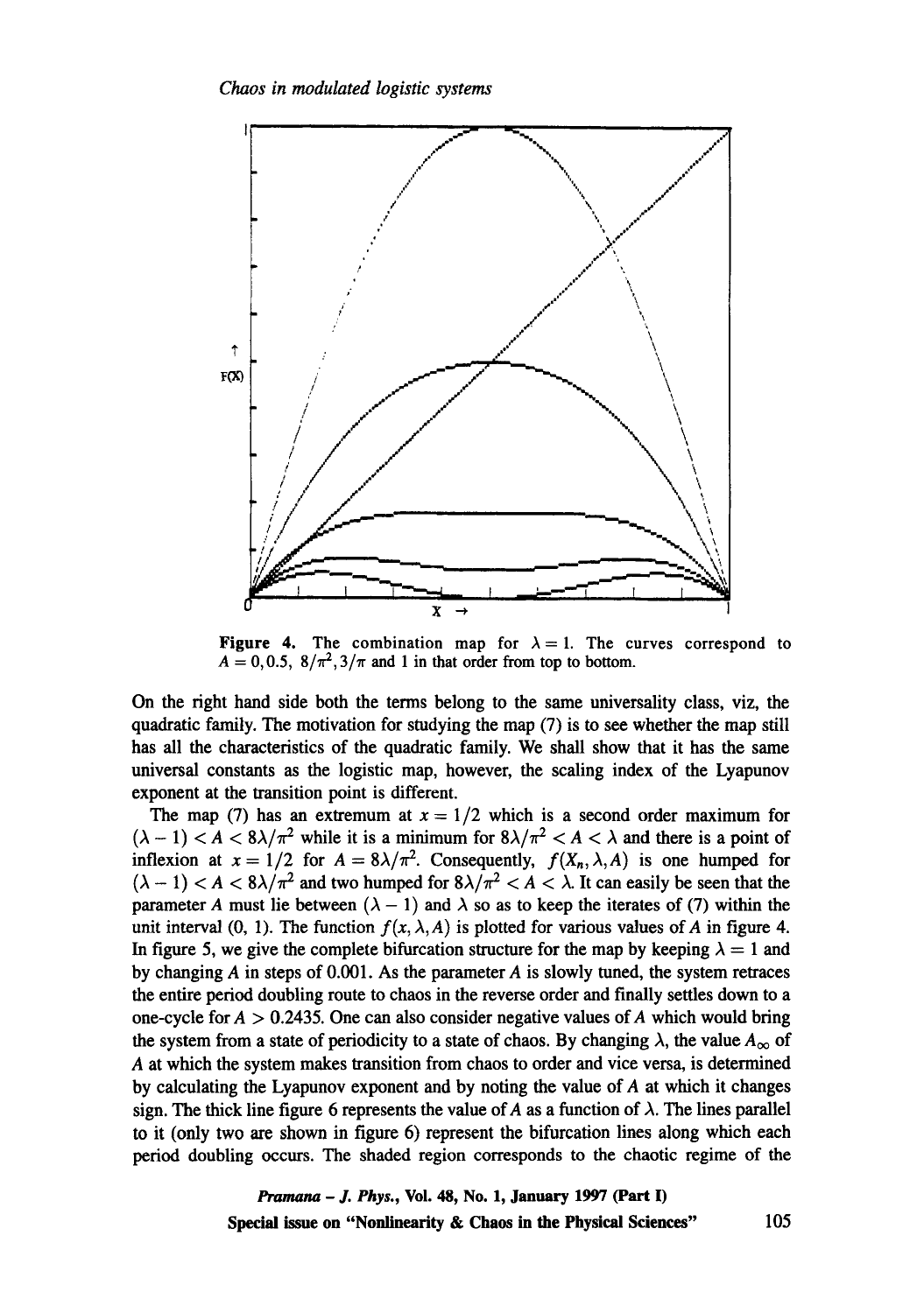**Figure 4.** The combination map for $\lambda = 1$. The curves correspond to $A = 0, 0.5,\ 8/\pi^2, 3/\pi$ and 1 in that order from top to bottom.

On the right hand side both the terms belong to the same universality class, viz, the quadratic family. The motivation for studying the map (7) is to see whether the map still has all the characteristics of the quadratic family. We shall show that it has the same universal constants as the logistic map, however, the scaling index of the Lyapunov exponent at the transition point is different.

The map (7) has an extremum at $x = 1/2$ which is a second order maximum for $(\lambda - 1) < A < 8\lambda/\pi^2$ while it is a minimum for $8\lambda/\pi^2 < A < \lambda$ and there is a point of inflexion at $x = 1/2$ for $A = 8\lambda/\pi^2$. Consequently, $f(X_n, \lambda, A)$ is one humped for $(\lambda - 1) < A < 8\lambda/\pi^2$ and two humped for $8\lambda/\pi^2 < A < \lambda$. It can easily be seen that the parameter $A$ must lie between $(\lambda - 1)$ and $\lambda$ so as to keep the iterates of (7) within the unit interval (0, 1). The function $f(x, \lambda, A)$ is plotted for various values of $A$ in figure 4. In figure 5, we give the complete bifurcation structure for the map by keeping $\lambda = 1$ and by changing $A$ in steps of 0.001. As the parameter $A$ is slowly tuned, the system retraces the entire period doubling route to chaos in the reverse order and finally settles down to a one-cycle for $A > 0.2435$. One can also consider negative values of $A$ which would bring the system from a state of periodicity to a state of chaos. By changing $\lambda$, the value $A_\infty$ of $A$ at which the system makes transition from chaos to order and vice versa, is determined by calculating the Lyapunov exponent and by noting the value of $A$ at which it changes sign. The thick line figure 6 represents the value of $A$ as a function of $\lambda$. The lines parallel to it (only two are shown in figure 6) represent the bifurcation lines along which each period doubling occurs. The shaded region corresponds to the chaotic regime of the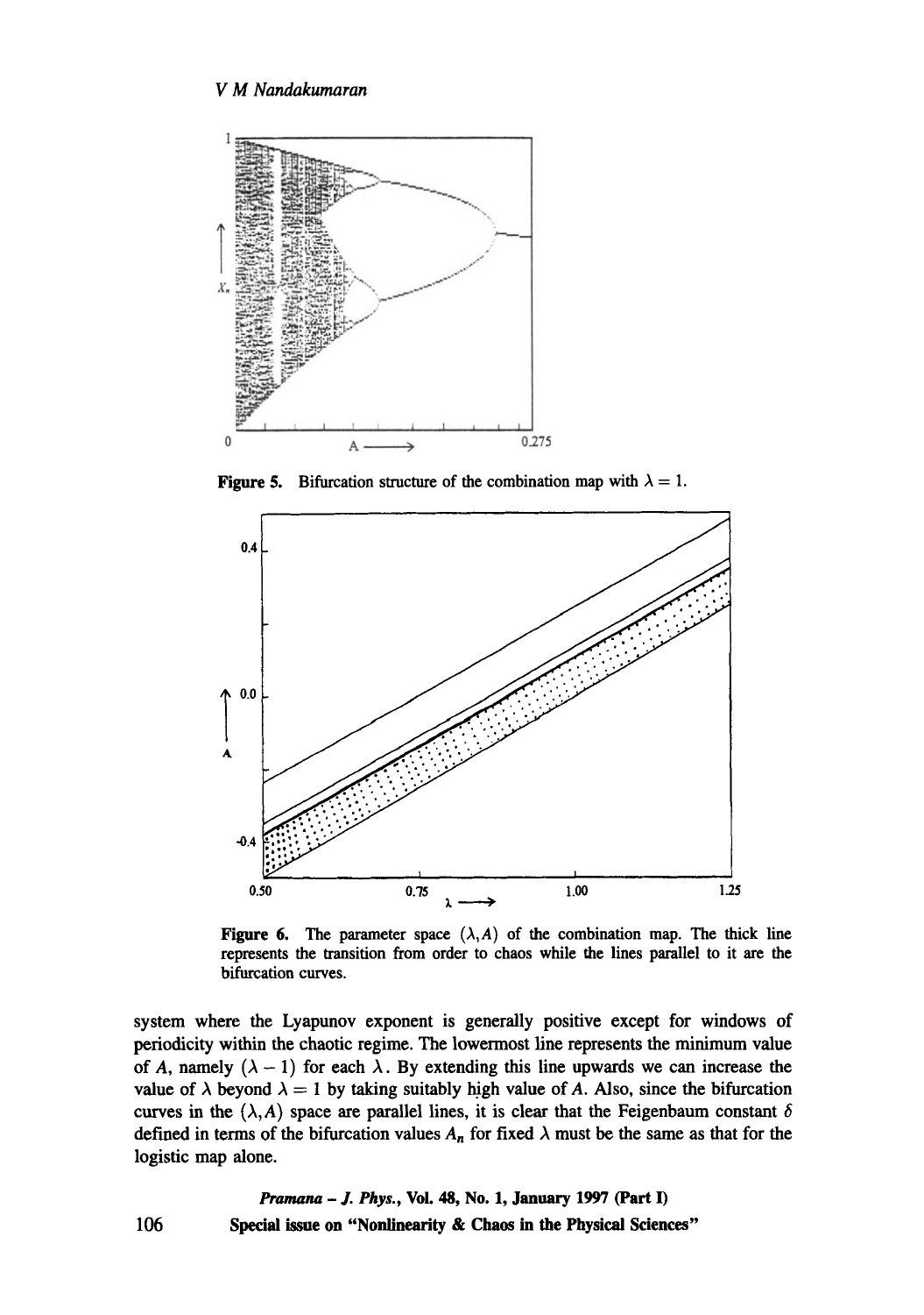Figure 5. Bifurcation structure of the combination map with $\lambda = 1$.

Figure 6. The parameter space $(\lambda, A)$ of the combination map. The thick line represents the transition from order to chaos while the lines parallel to it are the bifurcation curves.

system where the Lyapunov exponent is generally positive except for windows of periodicity within the chaotic regime. The lowermost line represents the minimum value of $A$, namely $(\lambda - 1)$ for each $\lambda$. By extending this line upwards we can increase the value of $\lambda$ beyond $\lambda = 1$ by taking suitably high value of $A$. Also, since the bifurcation curves in the $(\lambda, A)$ space are parallel lines, it is clear that the Feigenbaum constant $\delta$ defined in terms of the bifurcation values $A_n$ for fixed $\lambda$ must be the same as that for the logistic map alone.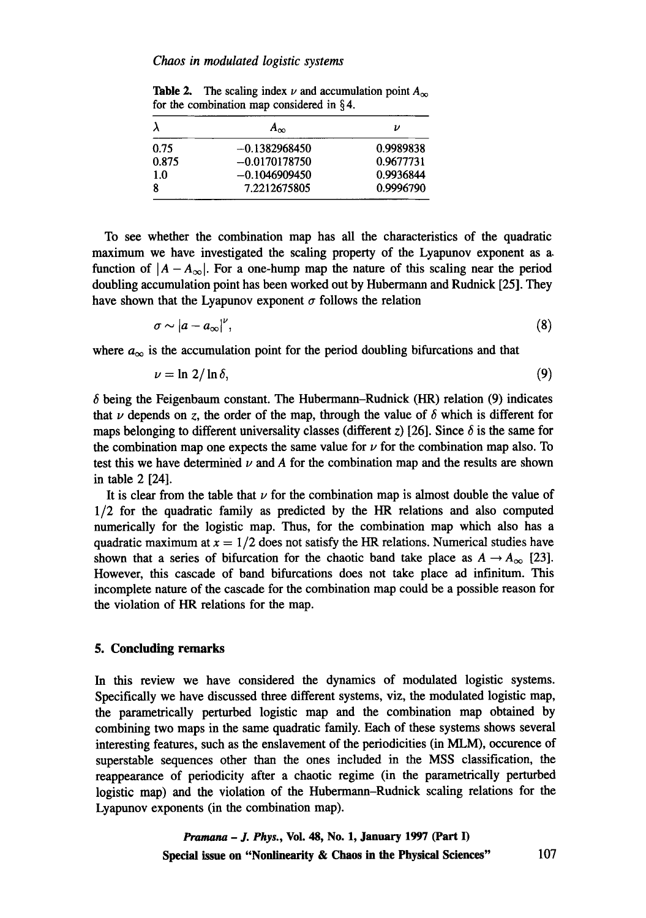**Table 2.** The scaling index $\nu$ and accumulation point $A_\infty$ for the combination map considered in § 4.

| $\lambda$ | $A_\infty$ | $\nu$ |
|---|---|---|
| 0.75 | −0.1382968450 | 0.9989838 |
| 0.875 | −0.0170178750 | 0.9677731 |
| 1.0 | −0.1046909450 | 0.9936844 |
| 8 | 7.2212675805 | 0.9996790 |

To see whether the combination map has all the characteristics of the quadratic maximum we have investigated the scaling property of the Lyapunov exponent as a function of $|A - A_\infty|$. For a one-hump map the nature of this scaling near the period doubling accumulation point has been worked out by Hubermann and Rudnick [25]. They have shown that the Lyapunov exponent $\sigma$ follows the relation

$$\sigma \sim |a - a_\infty|^\nu, \tag{8}$$

where $a_\infty$ is the accumulation point for the period doubling bifurcations and that

$$\nu = \ln 2 / \ln \delta, \tag{9}$$

$\delta$ being the Feigenbaum constant. The Hubermann–Rudnick (HR) relation (9) indicates that $\nu$ depends on $z$, the order of the map, through the value of $\delta$ which is different for maps belonging to different universality classes (different $z$) [26]. Since $\delta$ is the same for the combination map one expects the same value for $\nu$ for the combination map also. To test this we have determined $\nu$ and $A$ for the combination map and the results are shown in table 2 [24].

It is clear from the table that $\nu$ for the combination map is almost double the value of $1/2$ for the quadratic family as predicted by the HR relations and also computed numerically for the logistic map. Thus, for the combination map which also has a quadratic maximum at $x = 1/2$ does not satisfy the HR relations. Numerical studies have shown that a series of bifurcation for the chaotic band take place as $A \rightarrow A_\infty$ [23]. However, this cascade of band bifurcations does not take place ad infinitum. This incomplete nature of the cascade for the combination map could be a possible reason for the violation of HR relations for the map.

## 5. Concluding remarks

In this review we have considered the dynamics of modulated logistic systems. Specifically we have discussed three different systems, viz, the modulated logistic map, the parametrically perturbed logistic map and the combination map obtained by combining two maps in the same quadratic family. Each of these systems shows several interesting features, such as the enslavement of the periodicities (in MLM), occurence of superstable sequences other than the ones included in the MSS classification, the reappearance of periodicity after a chaotic regime (in the parametrically perturbed logistic map) and the violation of the Hubermann–Rudnick scaling relations for the Lyapunov exponents (in the combination map).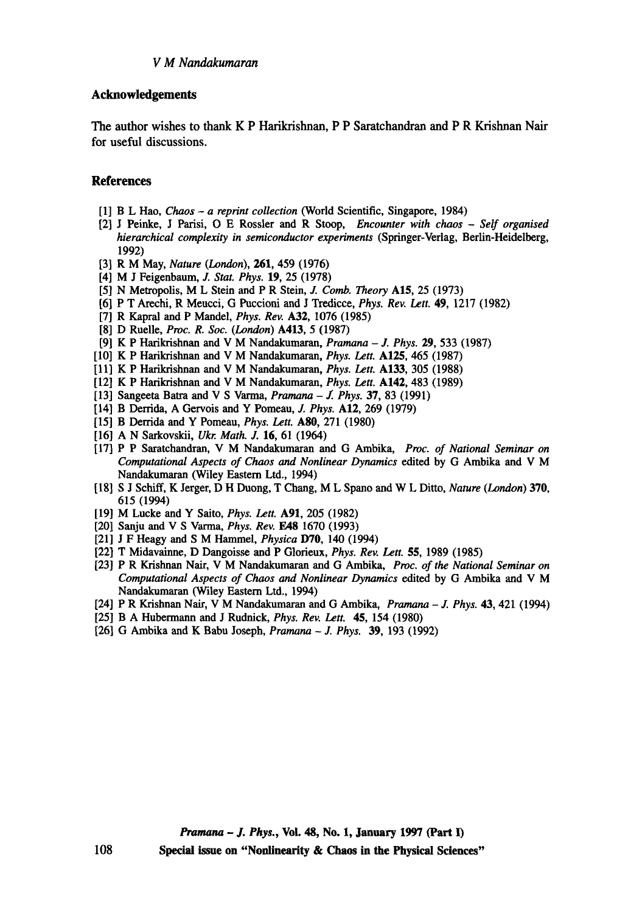## Acknowledgements

The author wishes to thank K P Harikrishnan, P P Saratchandran and P R Krishnan Nair for useful discussions.

## References

[1] B L Hao, *Chaos – a reprint collection* (World Scientific, Singapore, 1984)

[2] J Peinke, J Parisi, O E Rossler and R Stoop, *Encounter with chaos – Self organised hierarchical complexity in semiconductor experiments* (Springer-Verlag, Berlin-Heidelberg, 1992)

[3] R M May, *Nature (London)*, **261**, 459 (1976)

[4] M J Feigenbaum, *J. Stat. Phys.* **19**, 25 (1978)

[5] N Metropolis, M L Stein and P R Stein, *J. Comb. Theory* **A15**, 25 (1973)

[6] P T Arechi, R Meucci, G Puccioni and J Tredicce, *Phys. Rev. Lett.* **49**, 1217 (1982)

[7] R Kapral and P Mandel, *Phys. Rev.* **A32**, 1076 (1985)

[8] D Ruelle, *Proc. R. Soc. (London)* **A413**, 5 (1987)

[9] K P Harikrishnan and V M Nandakumaran, *Pramana – J. Phys.* **29**, 533 (1987)

[10] K P Harikrishnan and V M Nandakumaran, *Phys. Lett.* **A125**, 465 (1987)

[11] K P Harikrishnan and V M Nandakumaran, *Phys. Lett.* **A133**, 305 (1988)

[12] K P Harikrishnan and V M Nandakumaran, *Phys. Lett.* **A142**, 483 (1989)

[13] Sangeeta Batra and V S Varma, *Pramana – J. Phys.* **37**, 83 (1991)

[14] B Derrida, A Gervois and Y Pomeau, *J. Phys.* **A12**, 269 (1979)

[15] B Derrida and Y Pomeau, *Phys. Lett.* **A80**, 271 (1980)

[16] A N Sarkovskii, *Ukr. Math. J.* **16**, 61 (1964)

[17] P P Saratchandran, V M Nandakumaran and G Ambika, *Proc. of National Seminar on Computational Aspects of Chaos and Nonlinear Dynamics* edited by G Ambika and V M Nandakumaran (Wiley Eastern Ltd., 1994)

[18] S J Schiff, K Jerger, D H Duong, T Chang, M L Spano and W L Ditto, *Nature (London)* **370**, 615 (1994)

[19] M Lucke and Y Saito, *Phys. Lett.* **A91**, 205 (1982)

[20] Sanju and V S Varma, *Phys. Rev.* **E48** 1670 (1993)

[21] J F Heagy and S M Hammel, *Physica* **D70**, 140 (1994)

[22] T Midavainne, D Dangoisse and P Glorieux, *Phys. Rev. Lett.* **55**, 1989 (1985)

[23] P R Krishnan Nair, V M Nandakumaran and G Ambika, *Proc. of the National Seminar on Computational Aspects of Chaos and Nonlinear Dynamics* edited by G Ambika and V M Nandakumaran (Wiley Eastern Ltd., 1994)

[24] P R Krishnan Nair, V M Nandakumaran and G Ambika, *Pramana – J. Phys.* **43**, 421 (1994)

[25] B A Hubermann and J Rudnick, *Phys. Rev. Lett.* **45**, 154 (1980)

[26] G Ambika and K Babu Joseph, *Pramana – J. Phys.* **39**, 193 (1992)